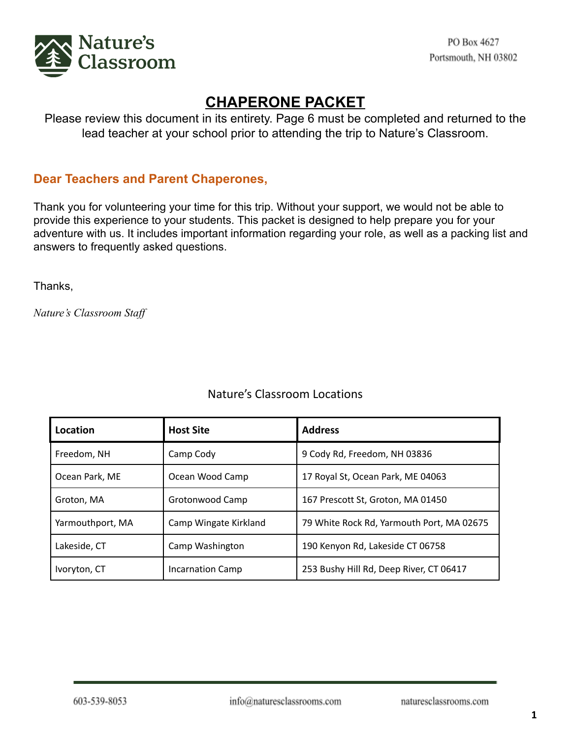Nature's Classroom

PO Box 4627
Portsmouth, NH 03802

# CHAPERONE PACKET

Please review this document in its entirety. Page 6 must be completed and returned to the lead teacher at your school prior to attending the trip to Nature's Classroom.

## Dear Teachers and Parent Chaperones,

Thank you for volunteering your time for this trip. Without your support, we would not be able to provide this experience to your students. This packet is designed to help prepare you for your adventure with us. It includes important information regarding your role, as well as a packing list and answers to frequently asked questions.

Thanks,

*Nature's Classroom Staff*

Nature's Classroom Locations

| Location | Host Site | Address |
|---|---|---|
| Freedom, NH | Camp Cody | 9 Cody Rd, Freedom, NH 03836 |
| Ocean Park, ME | Ocean Wood Camp | 17 Royal St, Ocean Park, ME 04063 |
| Groton, MA | Grotonwood Camp | 167 Prescott St, Groton, MA 01450 |
| Yarmouthport, MA | Camp Wingate Kirkland | 79 White Rock Rd, Yarmouth Port, MA 02675 |
| Lakeside, CT | Camp Washington | 190 Kenyon Rd, Lakeside CT 06758 |
| Ivoryton, CT | Incarnation Camp | 253 Bushy Hill Rd, Deep River, CT 06417 |

603-539-8053 info@naturesclassrooms.com naturesclassrooms.com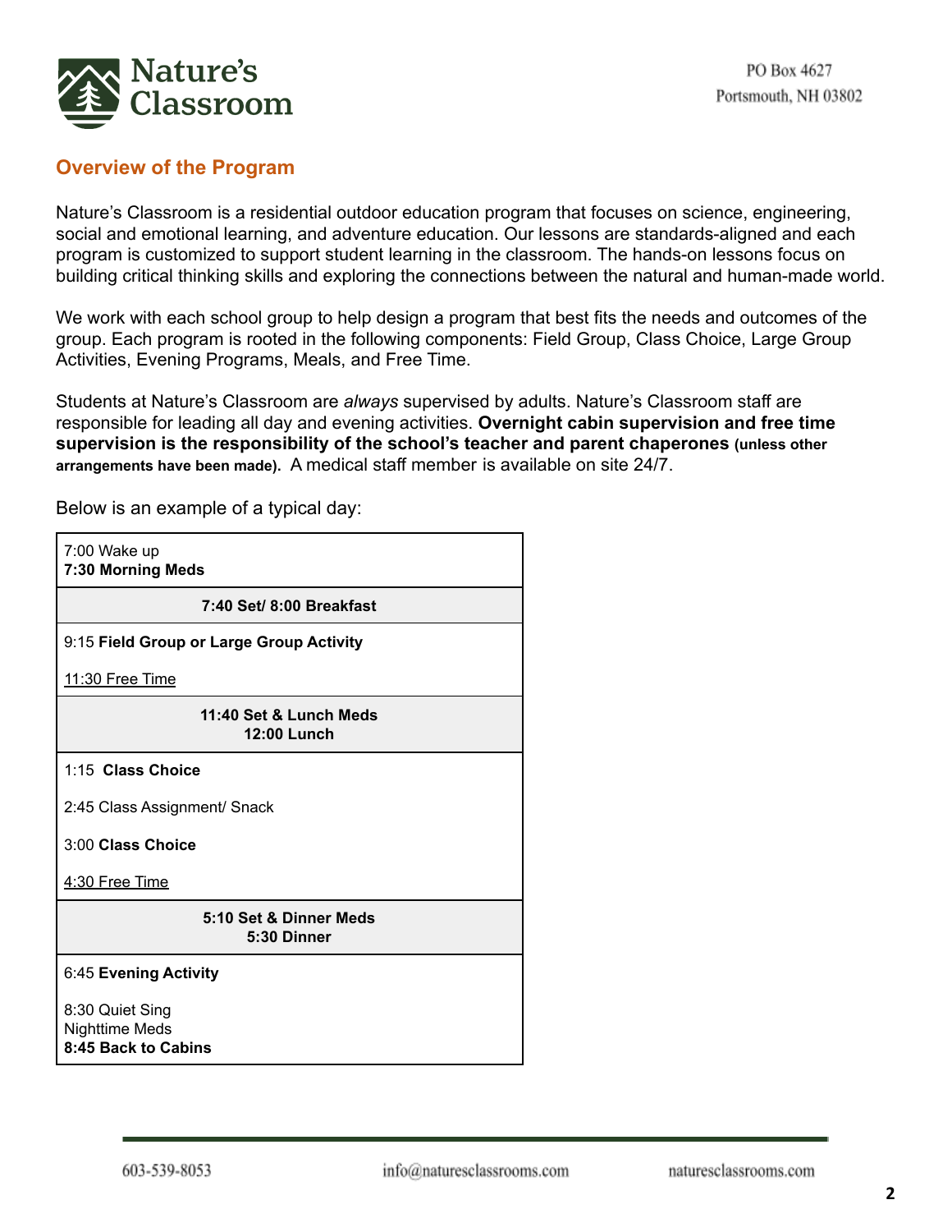## Overview of the Program

Nature's Classroom is a residential outdoor education program that focuses on science, engineering, social and emotional learning, and adventure education. Our lessons are standards-aligned and each program is customized to support student learning in the classroom. The hands-on lessons focus on building critical thinking skills and exploring the connections between the natural and human-made world.

We work with each school group to help design a program that best fits the needs and outcomes of the group. Each program is rooted in the following components: Field Group, Class Choice, Large Group Activities, Evening Programs, Meals, and Free Time.

Students at Nature's Classroom are *always* supervised by adults. Nature's Classroom staff are responsible for leading all day and evening activities. **Overnight cabin supervision and free time supervision is the responsibility of the school's teacher and parent chaperones (unless other arrangements have been made).** A medical staff member is available on site 24/7.

Below is an example of a typical day:

| Schedule |
|---|
| 7:00 Wake up<br>**7:30 Morning Meds** |
| **7:40 Set/ 8:00 Breakfast** |
| 9:15 **Field Group or Large Group Activity**<br><br><u>11:30 Free Time</u> |
| **11:40 Set & Lunch Meds**<br>**12:00 Lunch** |
| 1:15 **Class Choice**<br><br>2:45 Class Assignment/ Snack<br><br>3:00 **Class Choice**<br><br><u>4:30 Free Time</u> |
| **5:10 Set & Dinner Meds**<br>**5:30 Dinner** |
| 6:45 **Evening Activity**<br><br>8:30 Quiet Sing<br>Nighttime Meds<br>**8:45 Back to Cabins** |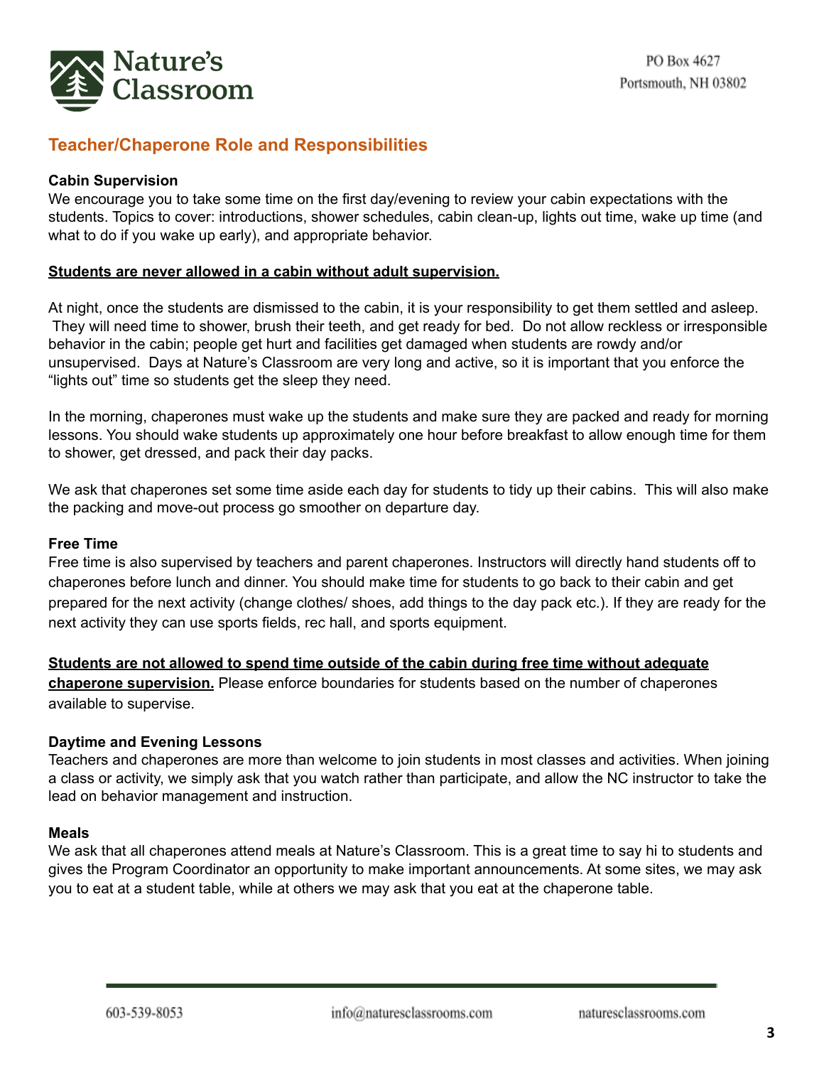## Teacher/Chaperone Role and Responsibilities

### Cabin Supervision

We encourage you to take some time on the first day/evening to review your cabin expectations with the students. Topics to cover: introductions, shower schedules, cabin clean-up, lights out time, wake up time (and what to do if you wake up early), and appropriate behavior.

**<u>Students are never allowed in a cabin without adult supervision.</u>**

At night, once the students are dismissed to the cabin, it is your responsibility to get them settled and asleep. They will need time to shower, brush their teeth, and get ready for bed. Do not allow reckless or irresponsible behavior in the cabin; people get hurt and facilities get damaged when students are rowdy and/or unsupervised. Days at Nature's Classroom are very long and active, so it is important that you enforce the "lights out" time so students get the sleep they need.

In the morning, chaperones must wake up the students and make sure they are packed and ready for morning lessons. You should wake students up approximately one hour before breakfast to allow enough time for them to shower, get dressed, and pack their day packs.

We ask that chaperones set some time aside each day for students to tidy up their cabins. This will also make the packing and move-out process go smoother on departure day.

### Free Time

Free time is also supervised by teachers and parent chaperones. Instructors will directly hand students off to chaperones before lunch and dinner. You should make time for students to go back to their cabin and get prepared for the next activity (change clothes/ shoes, add things to the day pack etc.). If they are ready for the next activity they can use sports fields, rec hall, and sports equipment.

**<u>Students are not allowed to spend time outside of the cabin during free time without adequate chaperone supervision.</u>** Please enforce boundaries for students based on the number of chaperones available to supervise.

### Daytime and Evening Lessons

Teachers and chaperones are more than welcome to join students in most classes and activities. When joining a class or activity, we simply ask that you watch rather than participate, and allow the NC instructor to take the lead on behavior management and instruction.

### Meals

We ask that all chaperones attend meals at Nature's Classroom. This is a great time to say hi to students and gives the Program Coordinator an opportunity to make important announcements. At some sites, we may ask you to eat at a student table, while at others we may ask that you eat at the chaperone table.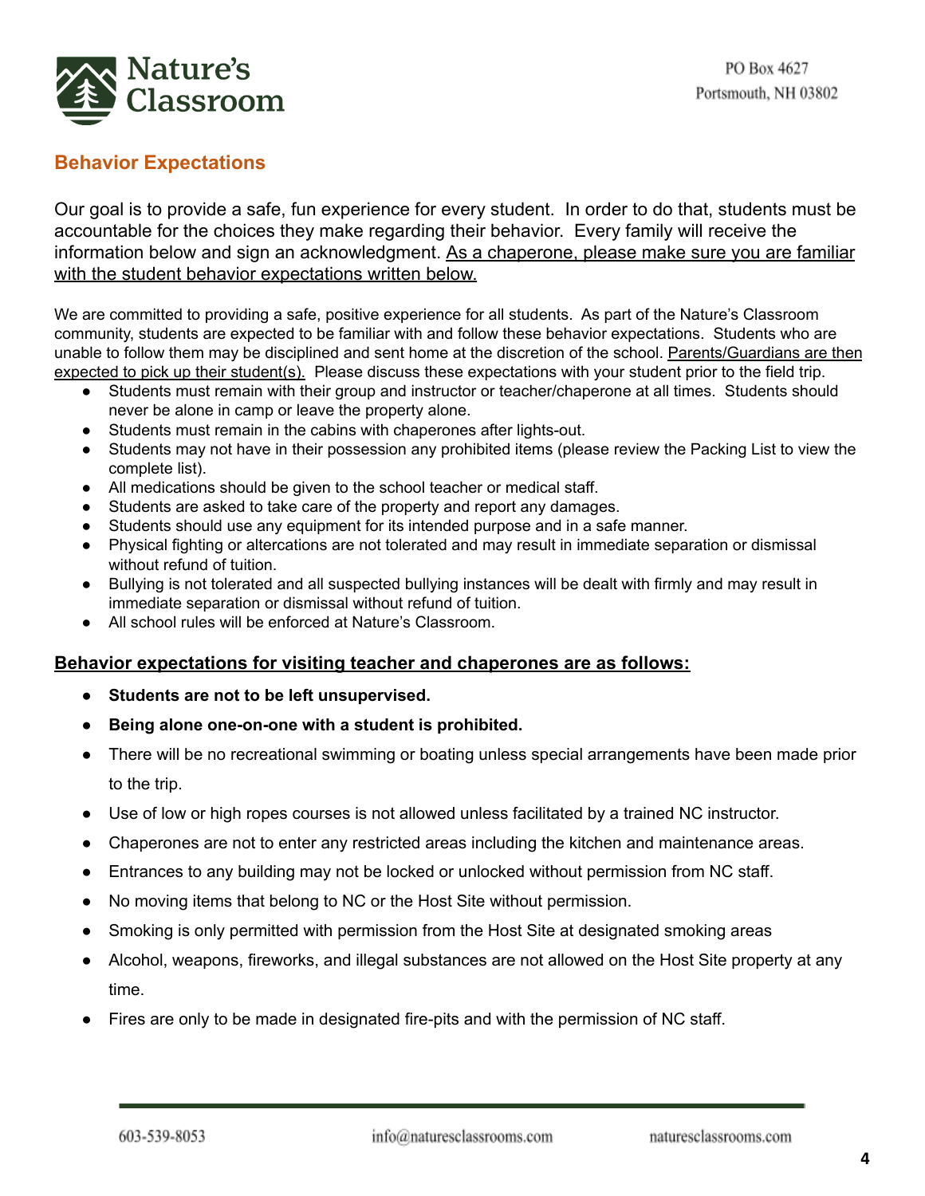## Behavior Expectations

Our goal is to provide a safe, fun experience for every student. In order to do that, students must be accountable for the choices they make regarding their behavior. Every family will receive the information below and sign an acknowledgment. As a chaperone, please make sure you are familiar with the student behavior expectations written below.

We are committed to providing a safe, positive experience for all students. As part of the Nature's Classroom community, students are expected to be familiar with and follow these behavior expectations. Students who are unable to follow them may be disciplined and sent home at the discretion of the school. Parents/Guardians are then expected to pick up their student(s). Please discuss these expectations with your student prior to the field trip.

- Students must remain with their group and instructor or teacher/chaperone at all times. Students should never be alone in camp or leave the property alone.
- Students must remain in the cabins with chaperones after lights-out.
- Students may not have in their possession any prohibited items (please review the Packing List to view the complete list).
- All medications should be given to the school teacher or medical staff.
- Students are asked to take care of the property and report any damages.
- Students should use any equipment for its intended purpose and in a safe manner.
- Physical fighting or altercations are not tolerated and may result in immediate separation or dismissal without refund of tuition.
- Bullying is not tolerated and all suspected bullying instances will be dealt with firmly and may result in immediate separation or dismissal without refund of tuition.
- All school rules will be enforced at Nature's Classroom.

**Behavior expectations for visiting teacher and chaperones are as follows:**

- **Students are not to be left unsupervised.**
- **Being alone one-on-one with a student is prohibited.**
- There will be no recreational swimming or boating unless special arrangements have been made prior to the trip.
- Use of low or high ropes courses is not allowed unless facilitated by a trained NC instructor.
- Chaperones are not to enter any restricted areas including the kitchen and maintenance areas.
- Entrances to any building may not be locked or unlocked without permission from NC staff.
- No moving items that belong to NC or the Host Site without permission.
- Smoking is only permitted with permission from the Host Site at designated smoking areas
- Alcohol, weapons, fireworks, and illegal substances are not allowed on the Host Site property at any time.
- Fires are only to be made in designated fire-pits and with the permission of NC staff.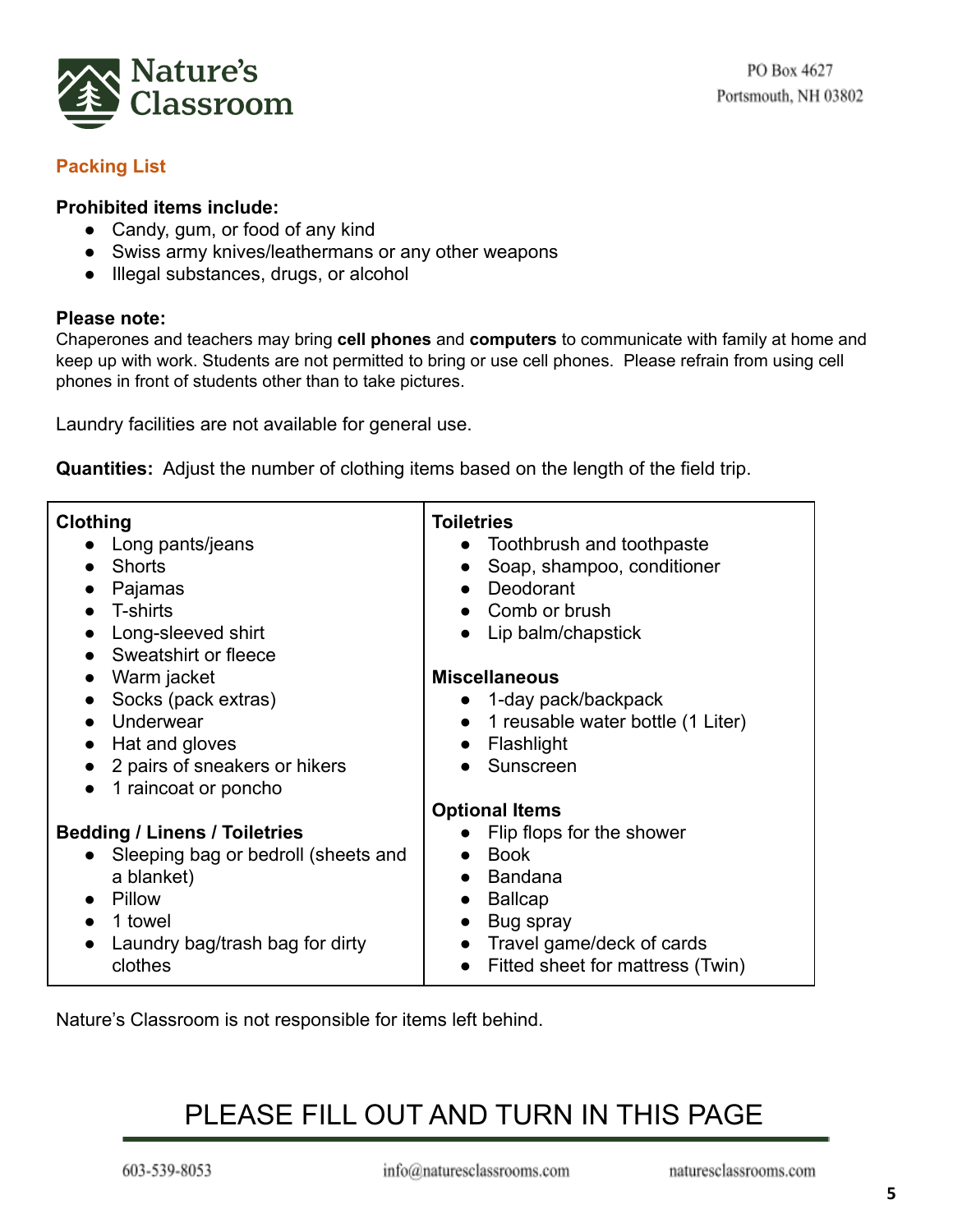## Packing List

**Prohibited items include:**

- Candy, gum, or food of any kind
- Swiss army knives/leathermans or any other weapons
- Illegal substances, drugs, or alcohol

**Please note:**
Chaperones and teachers may bring **cell phones** and **computers** to communicate with family at home and keep up with work. Students are not permitted to bring or use cell phones. Please refrain from using cell phones in front of students other than to take pictures.

Laundry facilities are not available for general use.

**Quantities:** Adjust the number of clothing items based on the length of the field trip.

| | |
|---|---|
| **Clothing**<br>• Long pants/jeans<br>• Shorts<br>• Pajamas<br>• T-shirts<br>• Long-sleeved shirt<br>• Sweatshirt or fleece<br>• Warm jacket<br>• Socks (pack extras)<br>• Underwear<br>• Hat and gloves<br>• 2 pairs of sneakers or hikers<br>• 1 raincoat or poncho<br><br>**Bedding / Linens / Toiletries**<br>• Sleeping bag or bedroll (sheets and a blanket)<br>• Pillow<br>• 1 towel<br>• Laundry bag/trash bag for dirty clothes | **Toiletries**<br>• Toothbrush and toothpaste<br>• Soap, shampoo, conditioner<br>• Deodorant<br>• Comb or brush<br>• Lip balm/chapstick<br><br>**Miscellaneous**<br>• 1-day pack/backpack<br>• 1 reusable water bottle (1 Liter)<br>• Flashlight<br>• Sunscreen<br><br>**Optional Items**<br>• Flip flops for the shower<br>• Book<br>• Bandana<br>• Ballcap<br>• Bug spray<br>• Travel game/deck of cards<br>• Fitted sheet for mattress (Twin) |

Nature's Classroom is not responsible for items left behind.

PLEASE FILL OUT AND TURN IN THIS PAGE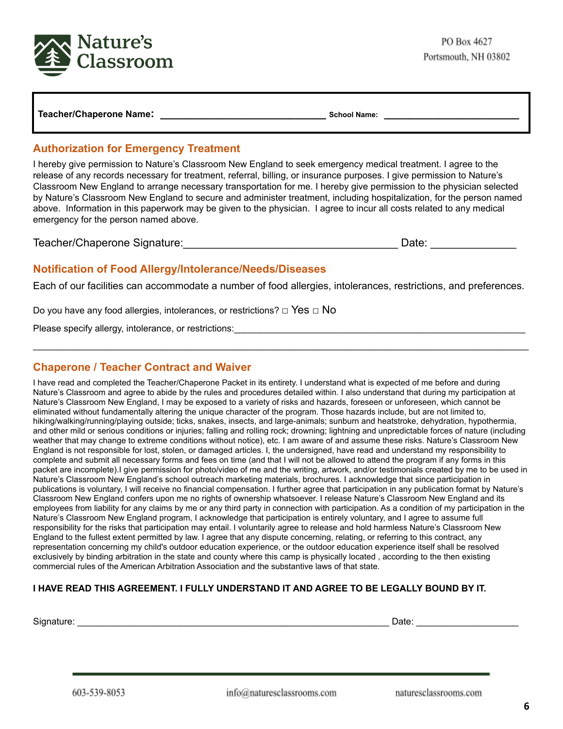Nature's Classroom

PO Box 4627
Portsmouth, NH 03802

**Teacher/Chaperone Name:** ______________________________ **School Name:** ________________________

## Authorization for Emergency Treatment

I hereby give permission to Nature's Classroom New England to seek emergency medical treatment. I agree to the release of any records necessary for treatment, referral, billing, or insurance purposes. I give permission to Nature's Classroom New England to arrange necessary transportation for me. I hereby give permission to the physician selected by Nature's Classroom New England to secure and administer treatment, including hospitalization, for the person named above. Information in this paperwork may be given to the physician. I agree to incur all costs related to any medical emergency for the person named above.

Teacher/Chaperone Signature:___________________________________ Date: ______________

## Notification of Food Allergy/Intolerance/Needs/Diseases

Each of our facilities can accommodate a number of food allergies, intolerances, restrictions, and preferences.

Do you have any food allergies, intolerances, or restrictions? □ Yes □ No

Please specify allergy, intolerance, or restrictions:_______________________________________________________

_____________________________________________________________________________________________

## Chaperone / Teacher Contract and Waiver

I have read and completed the Teacher/Chaperone Packet in its entirety. I understand what is expected of me before and during Nature's Classroom and agree to abide by the rules and procedures detailed within. I also understand that during my participation at Nature's Classroom New England, I may be exposed to a variety of risks and hazards, foreseen or unforeseen, which cannot be eliminated without fundamentally altering the unique character of the program. Those hazards include, but are not limited to, hiking/walking/running/playing outside; ticks, snakes, insects, and large-animals; sunburn and heatstroke, dehydration, hypothermia, and other mild or serious conditions or injuries; falling and rolling rock; drowning; lightning and unpredictable forces of nature (including weather that may change to extreme conditions without notice), etc. I am aware of and assume these risks. Nature's Classroom New England is not responsible for lost, stolen, or damaged articles. I, the undersigned, have read and understand my responsibility to complete and submit all necessary forms and fees on time (and that I will not be allowed to attend the program if any forms in this packet are incomplete).I give permission for photo/video of me and the writing, artwork, and/or testimonials created by me to be used in Nature's Classroom New England's school outreach marketing materials, brochures. I acknowledge that since participation in publications is voluntary, I will receive no financial compensation. I further agree that participation in any publication format by Nature's Classroom New England confers upon me no rights of ownership whatsoever. I release Nature's Classroom New England and its employees from liability for any claims by me or any third party in connection with participation. As a condition of my participation in the Nature's Classroom New England program, I acknowledge that participation is entirely voluntary, and I agree to assume full responsibility for the risks that participation may entail. I voluntarily agree to release and hold harmless Nature's Classroom New England to the fullest extent permitted by law. I agree that any dispute concerning, relating, or referring to this contract, any representation concerning my child's outdoor education experience, or the outdoor education experience itself shall be resolved exclusively by binding arbitration in the state and county where this camp is physically located , according to the then existing commercial rules of the American Arbitration Association and the substantive laws of that state.

**I HAVE READ THIS AGREEMENT. I FULLY UNDERSTAND IT AND AGREE TO BE LEGALLY BOUND BY IT.**

Signature: _____________________________________________________________ Date: ___________________

603-539-8053 info@naturesclassrooms.com naturesclassrooms.com